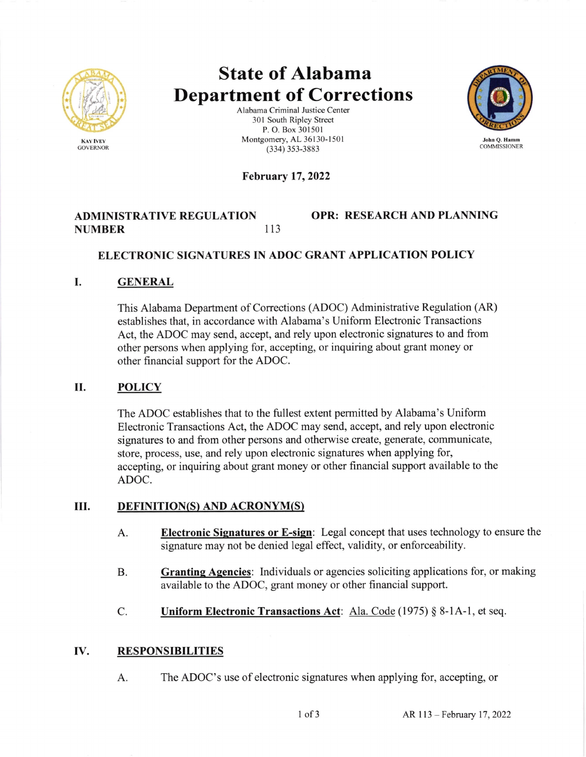KAY IVEY
GOVERNOR

# State of Alabama Department of Corrections

Alabama Criminal Justice Center
301 South Ripley Street
P. O. Box 301501
Montgomery, AL 36130-1501
(334) 353-3883

John Q. Hamm
COMMISSIONER

**February 17, 2022**

**ADMINISTRATIVE REGULATION NUMBER** 113

**OPR: RESEARCH AND PLANNING**

## ELECTRONIC SIGNATURES IN ADOC GRANT APPLICATION POLICY

### I. GENERAL

This Alabama Department of Corrections (ADOC) Administrative Regulation (AR) establishes that, in accordance with Alabama's Uniform Electronic Transactions Act, the ADOC may send, accept, and rely upon electronic signatures to and from other persons when applying for, accepting, or inquiring about grant money or other financial support for the ADOC.

### II. POLICY

The ADOC establishes that to the fullest extent permitted by Alabama's Uniform Electronic Transactions Act, the ADOC may send, accept, and rely upon electronic signatures to and from other persons and otherwise create, generate, communicate, store, process, use, and rely upon electronic signatures when applying for, accepting, or inquiring about grant money or other financial support available to the ADOC.

### III. DEFINITION(S) AND ACRONYM(S)

A. **Electronic Signatures or E-sign**: Legal concept that uses technology to ensure the signature may not be denied legal effect, validity, or enforceability.

B. **Granting Agencies**: Individuals or agencies soliciting applications for, or making available to the ADOC, grant money or other financial support.

C. **Uniform Electronic Transactions Act**: Ala. Code (1975) § 8-1A-1, et seq.

### IV. RESPONSIBILITIES

A. The ADOC's use of electronic signatures when applying for, accepting, or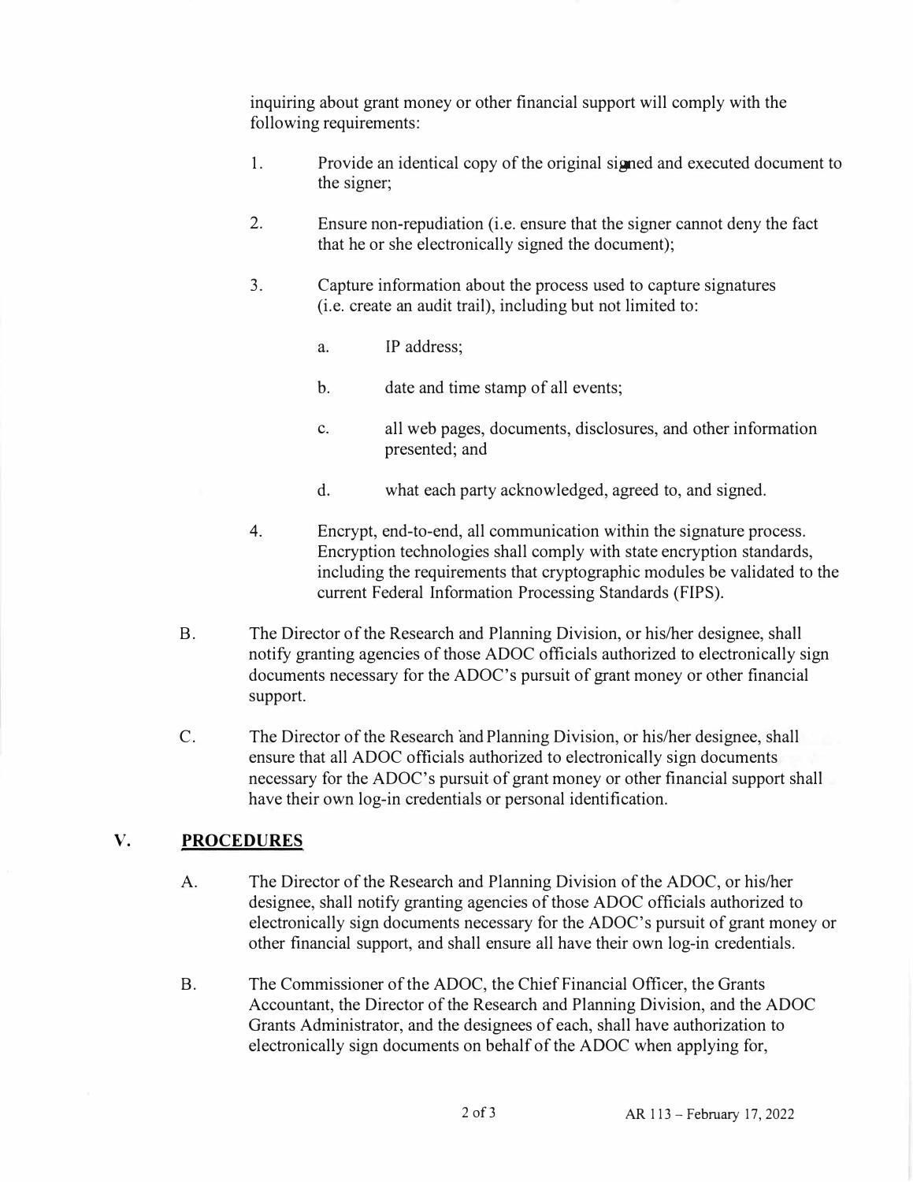inquiring about grant money or other financial support will comply with the following requirements:

1. Provide an identical copy of the original signed and executed document to the signer;

2. Ensure non-repudiation (i.e. ensure that the signer cannot deny the fact that he or she electronically signed the document);

3. Capture information about the process used to capture signatures (i.e. create an audit trail), including but not limited to:

    a. IP address;

    b. date and time stamp of all events;

    c. all web pages, documents, disclosures, and other information presented; and

    d. what each party acknowledged, agreed to, and signed.

4. Encrypt, end-to-end, all communication within the signature process. Encryption technologies shall comply with state encryption standards, including the requirements that cryptographic modules be validated to the current Federal Information Processing Standards (FIPS).

B. The Director of the Research and Planning Division, or his/her designee, shall notify granting agencies of those ADOC officials authorized to electronically sign documents necessary for the ADOC's pursuit of grant money or other financial support.

C. The Director of the Research and Planning Division, or his/her designee, shall ensure that all ADOC officials authorized to electronically sign documents necessary for the ADOC's pursuit of grant money or other financial support shall have their own log-in credentials or personal identification.

## V. PROCEDURES

A. The Director of the Research and Planning Division of the ADOC, or his/her designee, shall notify granting agencies of those ADOC officials authorized to electronically sign documents necessary for the ADOC's pursuit of grant money or other financial support, and shall ensure all have their own log-in credentials.

B. The Commissioner of the ADOC, the Chief Financial Officer, the Grants Accountant, the Director of the Research and Planning Division, and the ADOC Grants Administrator, and the designees of each, shall have authorization to electronically sign documents on behalf of the ADOC when applying for,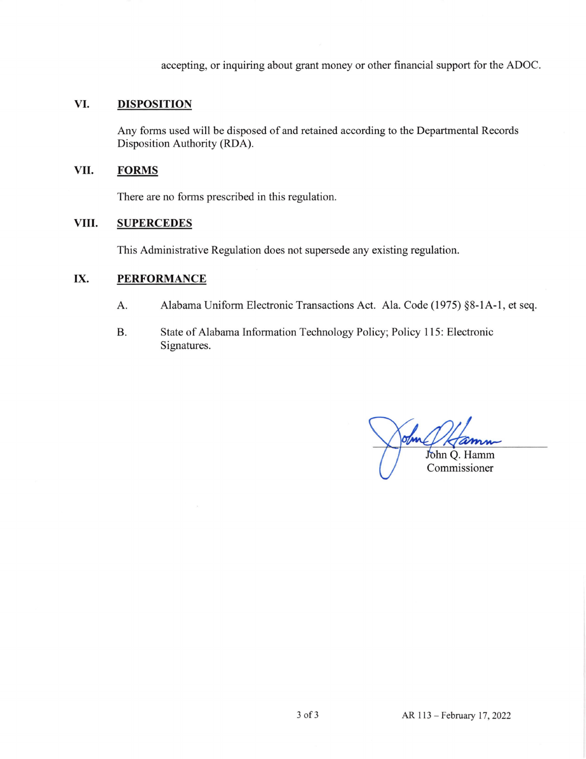accepting, or inquiring about grant money or other financial support for the ADOC.

## VI. DISPOSITION

Any forms used will be disposed of and retained according to the Departmental Records Disposition Authority (RDA).

## VII. FORMS

There are no forms prescribed in this regulation.

## VIII. SUPERCEDES

This Administrative Regulation does not supersede any existing regulation.

## IX. PERFORMANCE

A. Alabama Uniform Electronic Transactions Act. Ala. Code (1975) §8-1A-1, et seq.

B. State of Alabama Information Technology Policy; Policy 115: Electronic Signatures.

John Q. Hamm
Commissioner